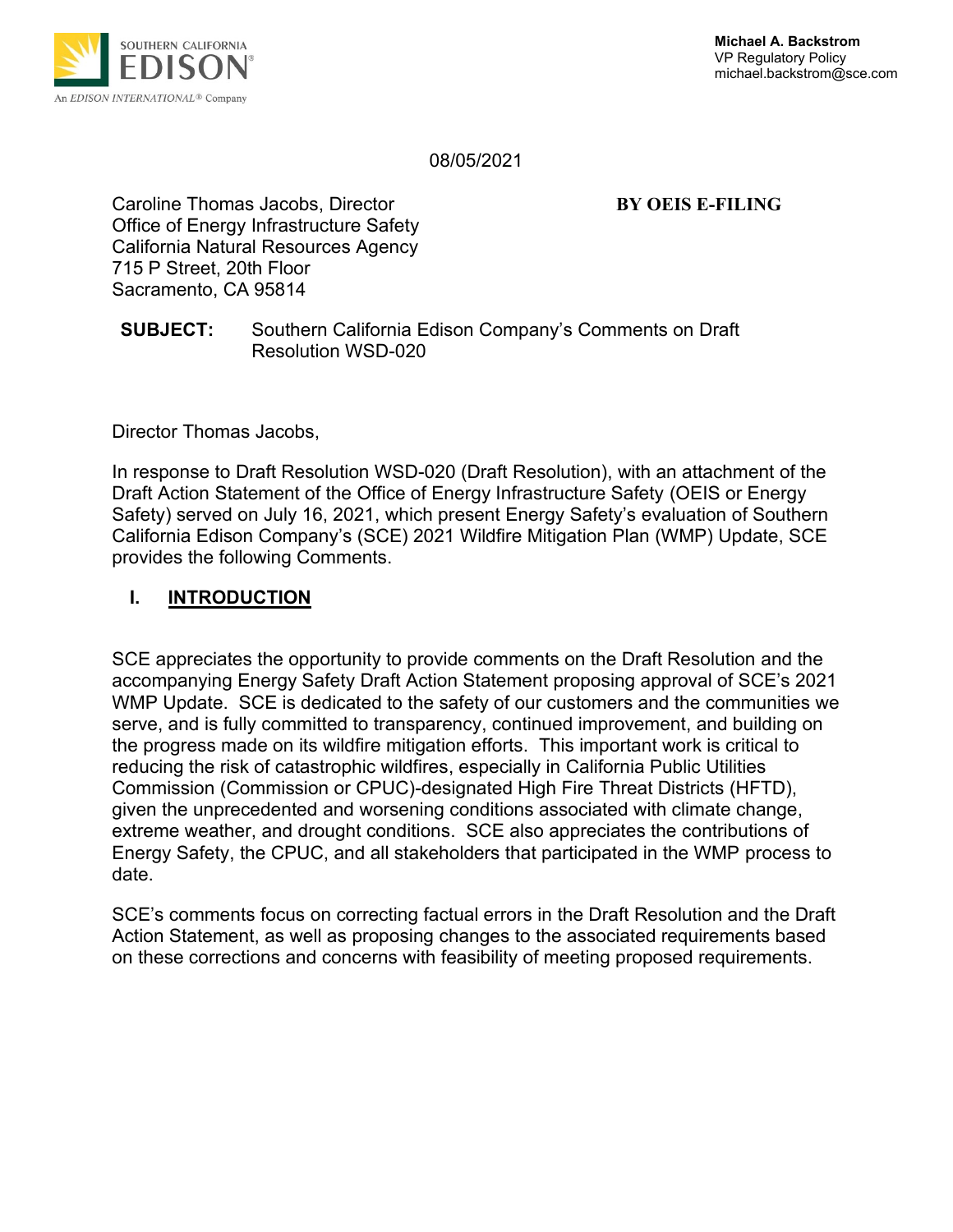SOUTHERN CALIFORNIA EDISON

An EDISON INTERNATIONAL® Company

**Michael A. Backstrom**
VP Regulatory Policy
michael.backstrom@sce.com

08/05/2021

Caroline Thomas Jacobs, Director
Office of Energy Infrastructure Safety
California Natural Resources Agency
715 P Street, 20th Floor
Sacramento, CA 95814

**BY OEIS E-FILING**

**SUBJECT:** Southern California Edison Company's Comments on Draft Resolution WSD-020

Director Thomas Jacobs,

In response to Draft Resolution WSD-020 (Draft Resolution), with an attachment of the Draft Action Statement of the Office of Energy Infrastructure Safety (OEIS or Energy Safety) served on July 16, 2021, which present Energy Safety's evaluation of Southern California Edison Company's (SCE) 2021 Wildfire Mitigation Plan (WMP) Update, SCE provides the following Comments.

## I. INTRODUCTION

SCE appreciates the opportunity to provide comments on the Draft Resolution and the accompanying Energy Safety Draft Action Statement proposing approval of SCE's 2021 WMP Update. SCE is dedicated to the safety of our customers and the communities we serve, and is fully committed to transparency, continued improvement, and building on the progress made on its wildfire mitigation efforts. This important work is critical to reducing the risk of catastrophic wildfires, especially in California Public Utilities Commission (Commission or CPUC)-designated High Fire Threat Districts (HFTD), given the unprecedented and worsening conditions associated with climate change, extreme weather, and drought conditions. SCE also appreciates the contributions of Energy Safety, the CPUC, and all stakeholders that participated in the WMP process to date.

SCE's comments focus on correcting factual errors in the Draft Resolution and the Draft Action Statement, as well as proposing changes to the associated requirements based on these corrections and concerns with feasibility of meeting proposed requirements.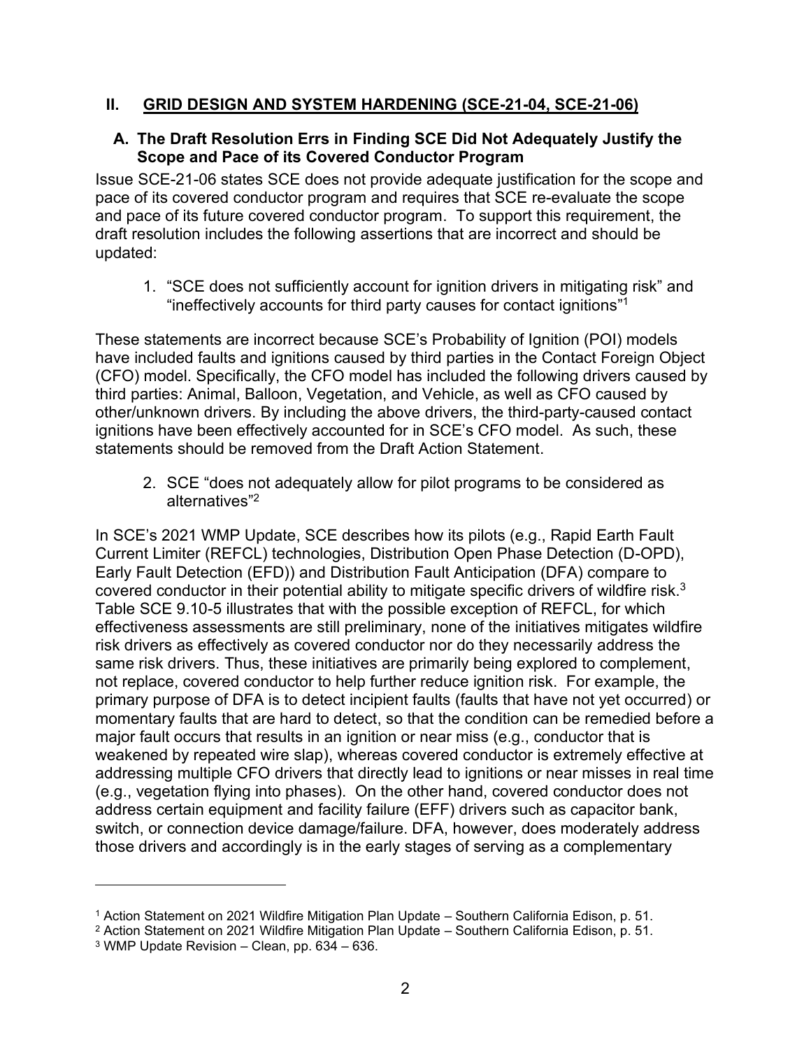## II. GRID DESIGN AND SYSTEM HARDENING (SCE-21-04, SCE-21-06)

### A. The Draft Resolution Errs in Finding SCE Did Not Adequately Justify the Scope and Pace of its Covered Conductor Program

Issue SCE-21-06 states SCE does not provide adequate justification for the scope and pace of its covered conductor program and requires that SCE re-evaluate the scope and pace of its future covered conductor program. To support this requirement, the draft resolution includes the following assertions that are incorrect and should be updated:

1. "SCE does not sufficiently account for ignition drivers in mitigating risk" and "ineffectively accounts for third party causes for contact ignitions"[1]

These statements are incorrect because SCE's Probability of Ignition (POI) models have included faults and ignitions caused by third parties in the Contact Foreign Object (CFO) model. Specifically, the CFO model has included the following drivers caused by third parties: Animal, Balloon, Vegetation, and Vehicle, as well as CFO caused by other/unknown drivers. By including the above drivers, the third-party-caused contact ignitions have been effectively accounted for in SCE's CFO model. As such, these statements should be removed from the Draft Action Statement.

2. SCE "does not adequately allow for pilot programs to be considered as alternatives"[2]

In SCE's 2021 WMP Update, SCE describes how its pilots (e.g., Rapid Earth Fault Current Limiter (REFCL) technologies, Distribution Open Phase Detection (D-OPD), Early Fault Detection (EFD)) and Distribution Fault Anticipation (DFA) compare to covered conductor in their potential ability to mitigate specific drivers of wildfire risk.[3] Table SCE 9.10-5 illustrates that with the possible exception of REFCL, for which effectiveness assessments are still preliminary, none of the initiatives mitigates wildfire risk drivers as effectively as covered conductor nor do they necessarily address the same risk drivers. Thus, these initiatives are primarily being explored to complement, not replace, covered conductor to help further reduce ignition risk. For example, the primary purpose of DFA is to detect incipient faults (faults that have not yet occurred) or momentary faults that are hard to detect, so that the condition can be remedied before a major fault occurs that results in an ignition or near miss (e.g., conductor that is weakened by repeated wire slap), whereas covered conductor is extremely effective at addressing multiple CFO drivers that directly lead to ignitions or near misses in real time (e.g., vegetation flying into phases). On the other hand, covered conductor does not address certain equipment and facility failure (EFF) drivers such as capacitor bank, switch, or connection device damage/failure. DFA, however, does moderately address those drivers and accordingly is in the early stages of serving as a complementary

---

[1] Action Statement on 2021 Wildfire Mitigation Plan Update – Southern California Edison, p. 51.

[2] Action Statement on 2021 Wildfire Mitigation Plan Update – Southern California Edison, p. 51.

[3] WMP Update Revision – Clean, pp. 634 – 636.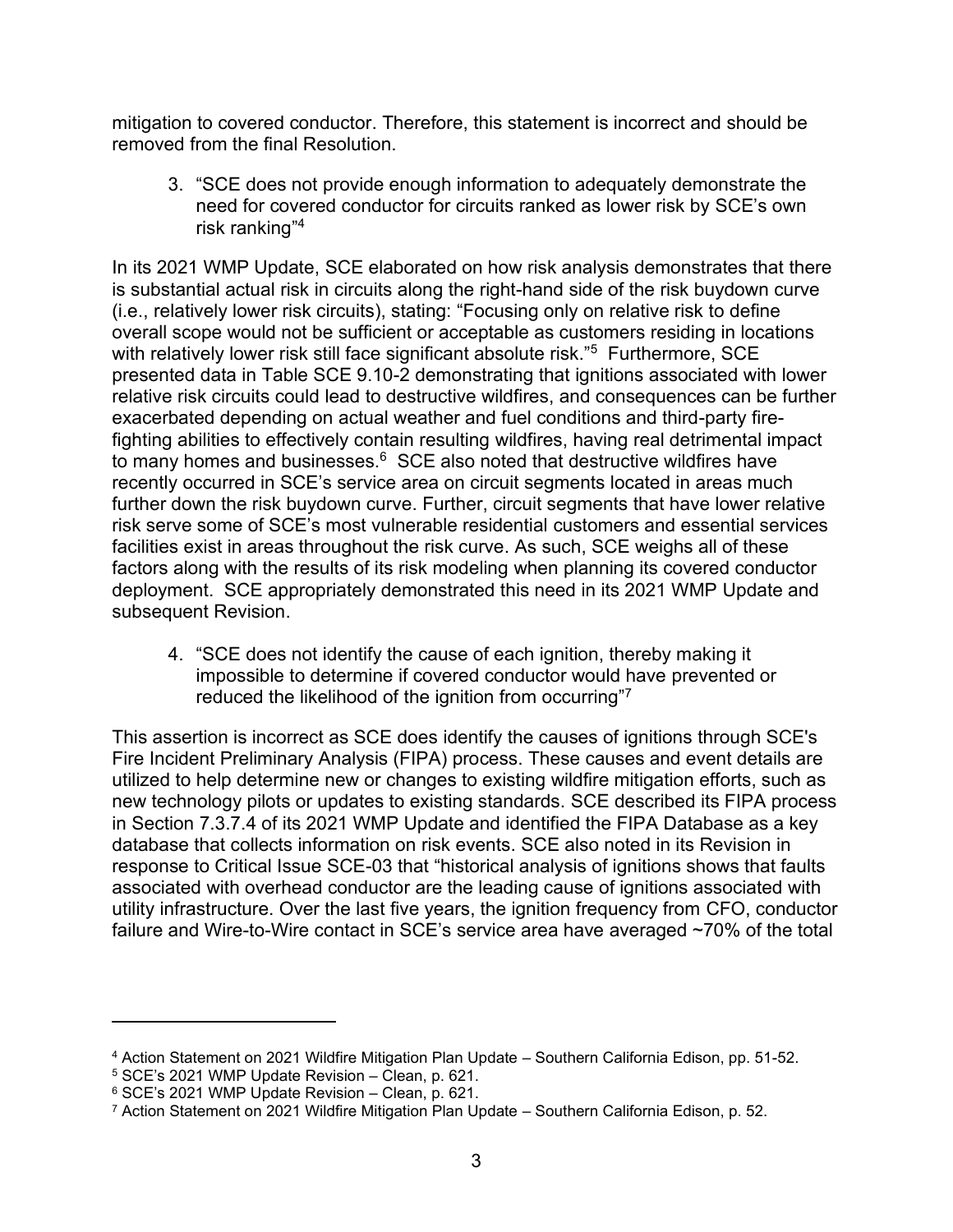mitigation to covered conductor. Therefore, this statement is incorrect and should be removed from the final Resolution.

3. "SCE does not provide enough information to adequately demonstrate the need for covered conductor for circuits ranked as lower risk by SCE's own risk ranking"[4]

In its 2021 WMP Update, SCE elaborated on how risk analysis demonstrates that there is substantial actual risk in circuits along the right-hand side of the risk buydown curve (i.e., relatively lower risk circuits), stating: "Focusing only on relative risk to define overall scope would not be sufficient or acceptable as customers residing in locations with relatively lower risk still face significant absolute risk."[5] Furthermore, SCE presented data in Table SCE 9.10-2 demonstrating that ignitions associated with lower relative risk circuits could lead to destructive wildfires, and consequences can be further exacerbated depending on actual weather and fuel conditions and third-party fire-fighting abilities to effectively contain resulting wildfires, having real detrimental impact to many homes and businesses.[6] SCE also noted that destructive wildfires have recently occurred in SCE's service area on circuit segments located in areas much further down the risk buydown curve. Further, circuit segments that have lower relative risk serve some of SCE's most vulnerable residential customers and essential services facilities exist in areas throughout the risk curve. As such, SCE weighs all of these factors along with the results of its risk modeling when planning its covered conductor deployment. SCE appropriately demonstrated this need in its 2021 WMP Update and subsequent Revision.

4. "SCE does not identify the cause of each ignition, thereby making it impossible to determine if covered conductor would have prevented or reduced the likelihood of the ignition from occurring"[7]

This assertion is incorrect as SCE does identify the causes of ignitions through SCE's Fire Incident Preliminary Analysis (FIPA) process. These causes and event details are utilized to help determine new or changes to existing wildfire mitigation efforts, such as new technology pilots or updates to existing standards. SCE described its FIPA process in Section 7.3.7.4 of its 2021 WMP Update and identified the FIPA Database as a key database that collects information on risk events. SCE also noted in its Revision in response to Critical Issue SCE-03 that "historical analysis of ignitions shows that faults associated with overhead conductor are the leading cause of ignitions associated with utility infrastructure. Over the last five years, the ignition frequency from CFO, conductor failure and Wire-to-Wire contact in SCE's service area have averaged ~70% of the total

---

[4] Action Statement on 2021 Wildfire Mitigation Plan Update – Southern California Edison, pp. 51-52.

[5] SCE's 2021 WMP Update Revision – Clean, p. 621.

[6] SCE's 2021 WMP Update Revision – Clean, p. 621.

[7] Action Statement on 2021 Wildfire Mitigation Plan Update – Southern California Edison, p. 52.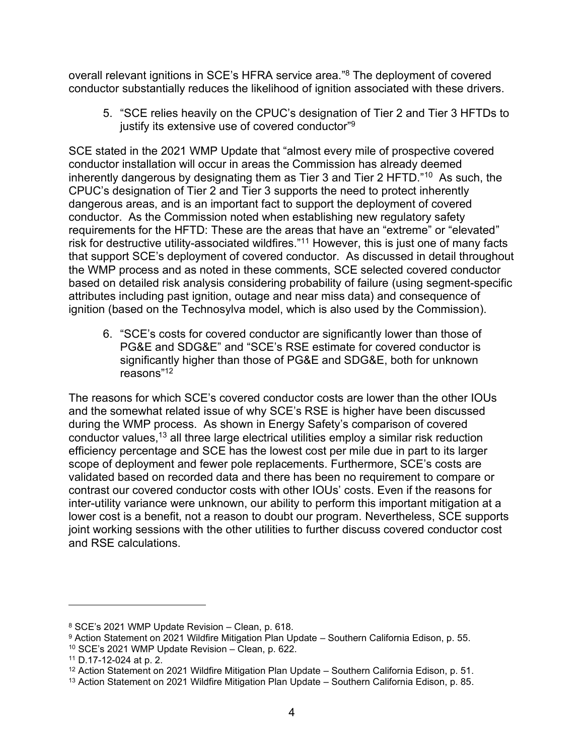overall relevant ignitions in SCE's HFRA service area."[8] The deployment of covered conductor substantially reduces the likelihood of ignition associated with these drivers.

5. "SCE relies heavily on the CPUC's designation of Tier 2 and Tier 3 HFTDs to justify its extensive use of covered conductor"[9]

SCE stated in the 2021 WMP Update that "almost every mile of prospective covered conductor installation will occur in areas the Commission has already deemed inherently dangerous by designating them as Tier 3 and Tier 2 HFTD."[10] As such, the CPUC's designation of Tier 2 and Tier 3 supports the need to protect inherently dangerous areas, and is an important fact to support the deployment of covered conductor. As the Commission noted when establishing new regulatory safety requirements for the HFTD: These are the areas that have an "extreme" or "elevated" risk for destructive utility-associated wildfires."[11] However, this is just one of many facts that support SCE's deployment of covered conductor. As discussed in detail throughout the WMP process and as noted in these comments, SCE selected covered conductor based on detailed risk analysis considering probability of failure (using segment-specific attributes including past ignition, outage and near miss data) and consequence of ignition (based on the Technosylva model, which is also used by the Commission).

6. "SCE's costs for covered conductor are significantly lower than those of PG&E and SDG&E" and "SCE's RSE estimate for covered conductor is significantly higher than those of PG&E and SDG&E, both for unknown reasons"[12]

The reasons for which SCE's covered conductor costs are lower than the other IOUs and the somewhat related issue of why SCE's RSE is higher have been discussed during the WMP process. As shown in Energy Safety's comparison of covered conductor values,[13] all three large electrical utilities employ a similar risk reduction efficiency percentage and SCE has the lowest cost per mile due in part to its larger scope of deployment and fewer pole replacements. Furthermore, SCE's costs are validated based on recorded data and there has been no requirement to compare or contrast our covered conductor costs with other IOUs' costs. Even if the reasons for inter-utility variance were unknown, our ability to perform this important mitigation at a lower cost is a benefit, not a reason to doubt our program. Nevertheless, SCE supports joint working sessions with the other utilities to further discuss covered conductor cost and RSE calculations.

---

[8] SCE's 2021 WMP Update Revision – Clean, p. 618.

[9] Action Statement on 2021 Wildfire Mitigation Plan Update – Southern California Edison, p. 55.

[10] SCE's 2021 WMP Update Revision – Clean, p. 622.

[11] D.17-12-024 at p. 2.

[12] Action Statement on 2021 Wildfire Mitigation Plan Update – Southern California Edison, p. 51.

[13] Action Statement on 2021 Wildfire Mitigation Plan Update – Southern California Edison, p. 85.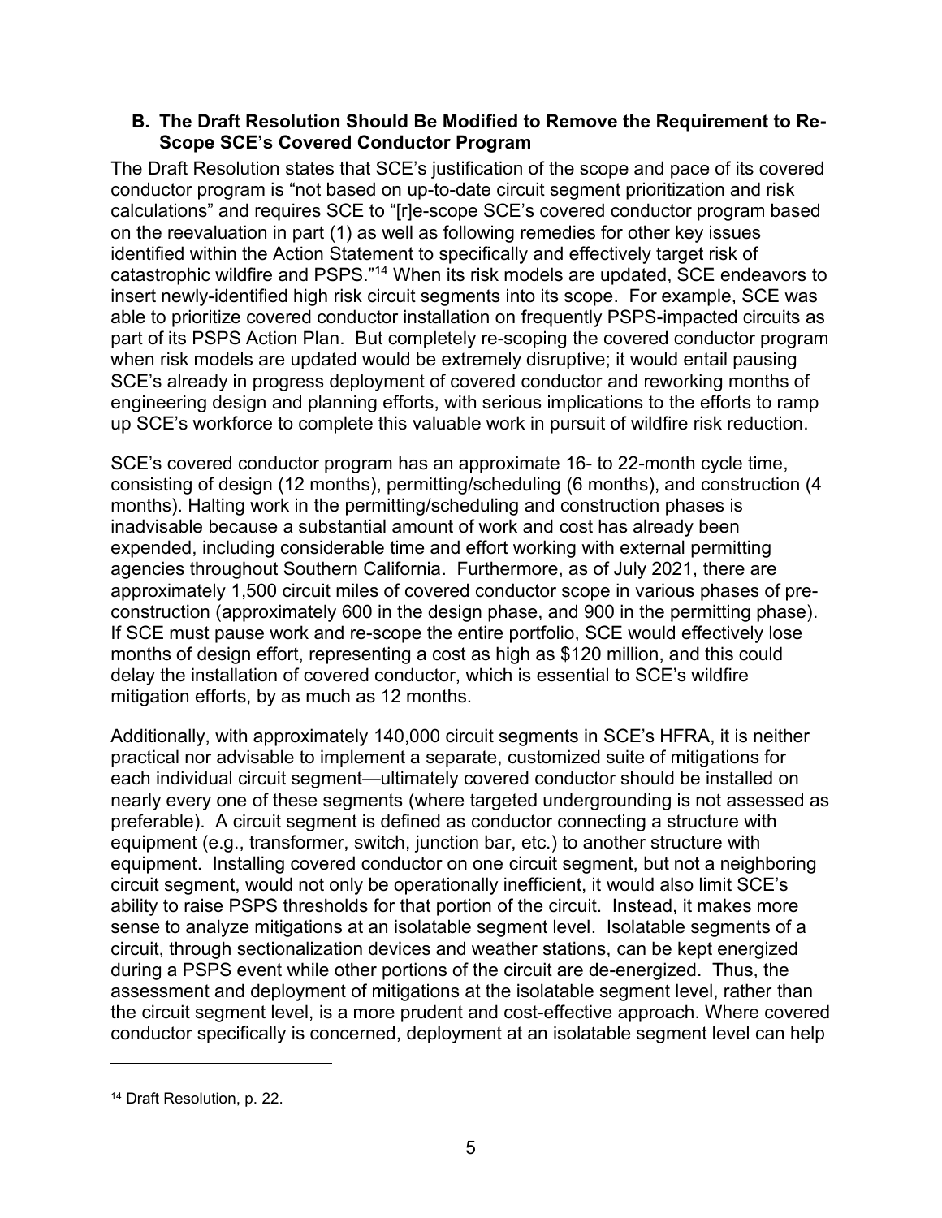### B. The Draft Resolution Should Be Modified to Remove the Requirement to Re-Scope SCE's Covered Conductor Program

The Draft Resolution states that SCE's justification of the scope and pace of its covered conductor program is "not based on up-to-date circuit segment prioritization and risk calculations" and requires SCE to "[r]e-scope SCE's covered conductor program based on the reevaluation in part (1) as well as following remedies for other key issues identified within the Action Statement to specifically and effectively target risk of catastrophic wildfire and PSPS."[14] When its risk models are updated, SCE endeavors to insert newly-identified high risk circuit segments into its scope. For example, SCE was able to prioritize covered conductor installation on frequently PSPS-impacted circuits as part of its PSPS Action Plan. But completely re-scoping the covered conductor program when risk models are updated would be extremely disruptive; it would entail pausing SCE's already in progress deployment of covered conductor and reworking months of engineering design and planning efforts, with serious implications to the efforts to ramp up SCE's workforce to complete this valuable work in pursuit of wildfire risk reduction.

SCE's covered conductor program has an approximate 16- to 22-month cycle time, consisting of design (12 months), permitting/scheduling (6 months), and construction (4 months). Halting work in the permitting/scheduling and construction phases is inadvisable because a substantial amount of work and cost has already been expended, including considerable time and effort working with external permitting agencies throughout Southern California. Furthermore, as of July 2021, there are approximately 1,500 circuit miles of covered conductor scope in various phases of pre-construction (approximately 600 in the design phase, and 900 in the permitting phase). If SCE must pause work and re-scope the entire portfolio, SCE would effectively lose months of design effort, representing a cost as high as $120 million, and this could delay the installation of covered conductor, which is essential to SCE's wildfire mitigation efforts, by as much as 12 months.

Additionally, with approximately 140,000 circuit segments in SCE's HFRA, it is neither practical nor advisable to implement a separate, customized suite of mitigations for each individual circuit segment—ultimately covered conductor should be installed on nearly every one of these segments (where targeted undergrounding is not assessed as preferable). A circuit segment is defined as conductor connecting a structure with equipment (e.g., transformer, switch, junction bar, etc.) to another structure with equipment. Installing covered conductor on one circuit segment, but not a neighboring circuit segment, would not only be operationally inefficient, it would also limit SCE's ability to raise PSPS thresholds for that portion of the circuit. Instead, it makes more sense to analyze mitigations at an isolatable segment level. Isolatable segments of a circuit, through sectionalization devices and weather stations, can be kept energized during a PSPS event while other portions of the circuit are de-energized. Thus, the assessment and deployment of mitigations at the isolatable segment level, rather than the circuit segment level, is a more prudent and cost-effective approach. Where covered conductor specifically is concerned, deployment at an isolatable segment level can help

---

[14] Draft Resolution, p. 22.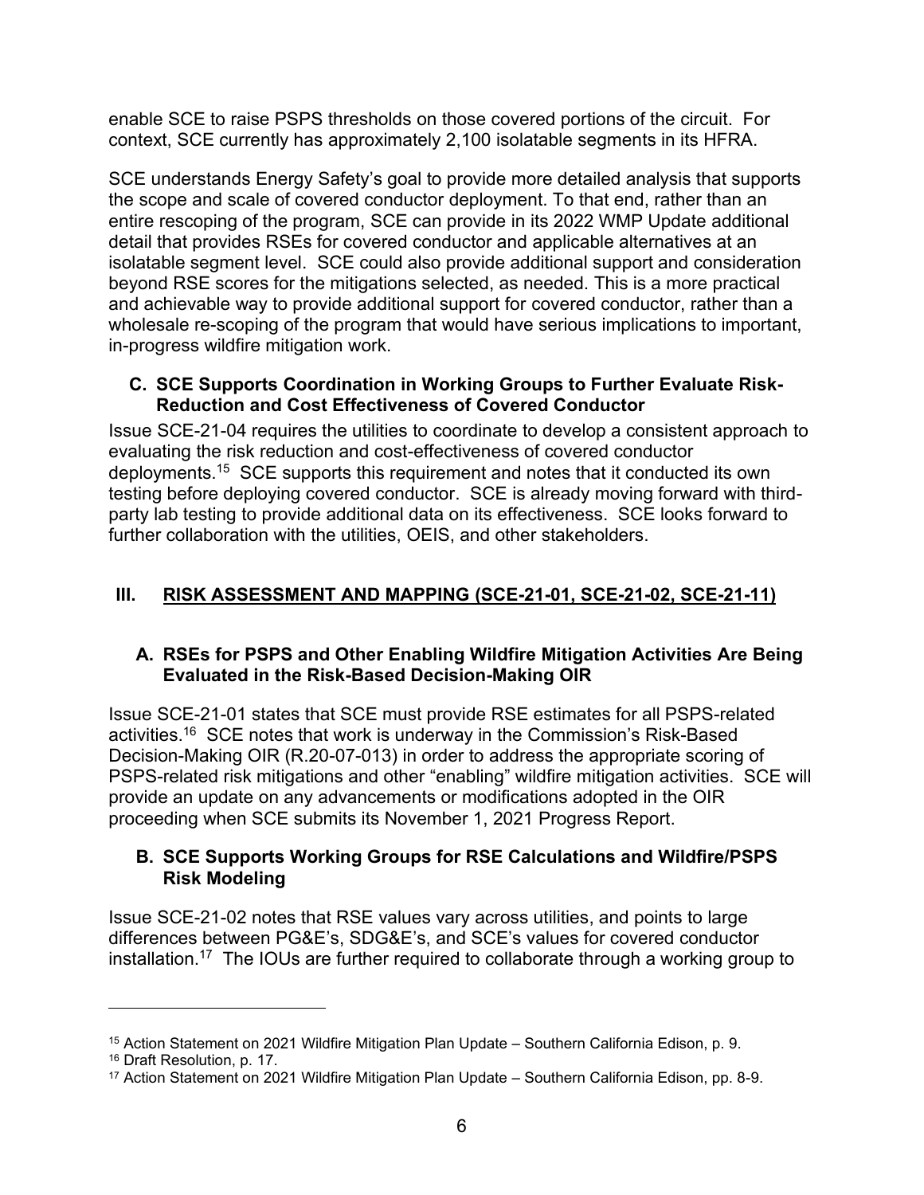enable SCE to raise PSPS thresholds on those covered portions of the circuit. For context, SCE currently has approximately 2,100 isolatable segments in its HFRA.

SCE understands Energy Safety's goal to provide more detailed analysis that supports the scope and scale of covered conductor deployment. To that end, rather than an entire rescoping of the program, SCE can provide in its 2022 WMP Update additional detail that provides RSEs for covered conductor and applicable alternatives at an isolatable segment level. SCE could also provide additional support and consideration beyond RSE scores for the mitigations selected, as needed. This is a more practical and achievable way to provide additional support for covered conductor, rather than a wholesale re-scoping of the program that would have serious implications to important, in-progress wildfire mitigation work.

### C. SCE Supports Coordination in Working Groups to Further Evaluate Risk-Reduction and Cost Effectiveness of Covered Conductor

Issue SCE-21-04 requires the utilities to coordinate to develop a consistent approach to evaluating the risk reduction and cost-effectiveness of covered conductor deployments.[15] SCE supports this requirement and notes that it conducted its own testing before deploying covered conductor. SCE is already moving forward with third-party lab testing to provide additional data on its effectiveness. SCE looks forward to further collaboration with the utilities, OEIS, and other stakeholders.

## III. RISK ASSESSMENT AND MAPPING (SCE-21-01, SCE-21-02, SCE-21-11)

### A. RSEs for PSPS and Other Enabling Wildfire Mitigation Activities Are Being Evaluated in the Risk-Based Decision-Making OIR

Issue SCE-21-01 states that SCE must provide RSE estimates for all PSPS-related activities.[16] SCE notes that work is underway in the Commission's Risk-Based Decision-Making OIR (R.20-07-013) in order to address the appropriate scoring of PSPS-related risk mitigations and other "enabling" wildfire mitigation activities. SCE will provide an update on any advancements or modifications adopted in the OIR proceeding when SCE submits its November 1, 2021 Progress Report.

### B. SCE Supports Working Groups for RSE Calculations and Wildfire/PSPS Risk Modeling

Issue SCE-21-02 notes that RSE values vary across utilities, and points to large differences between PG&E's, SDG&E's, and SCE's values for covered conductor installation.[17] The IOUs are further required to collaborate through a working group to

---

[15] Action Statement on 2021 Wildfire Mitigation Plan Update – Southern California Edison, p. 9.

[16] Draft Resolution, p. 17.

[17] Action Statement on 2021 Wildfire Mitigation Plan Update – Southern California Edison, pp. 8-9.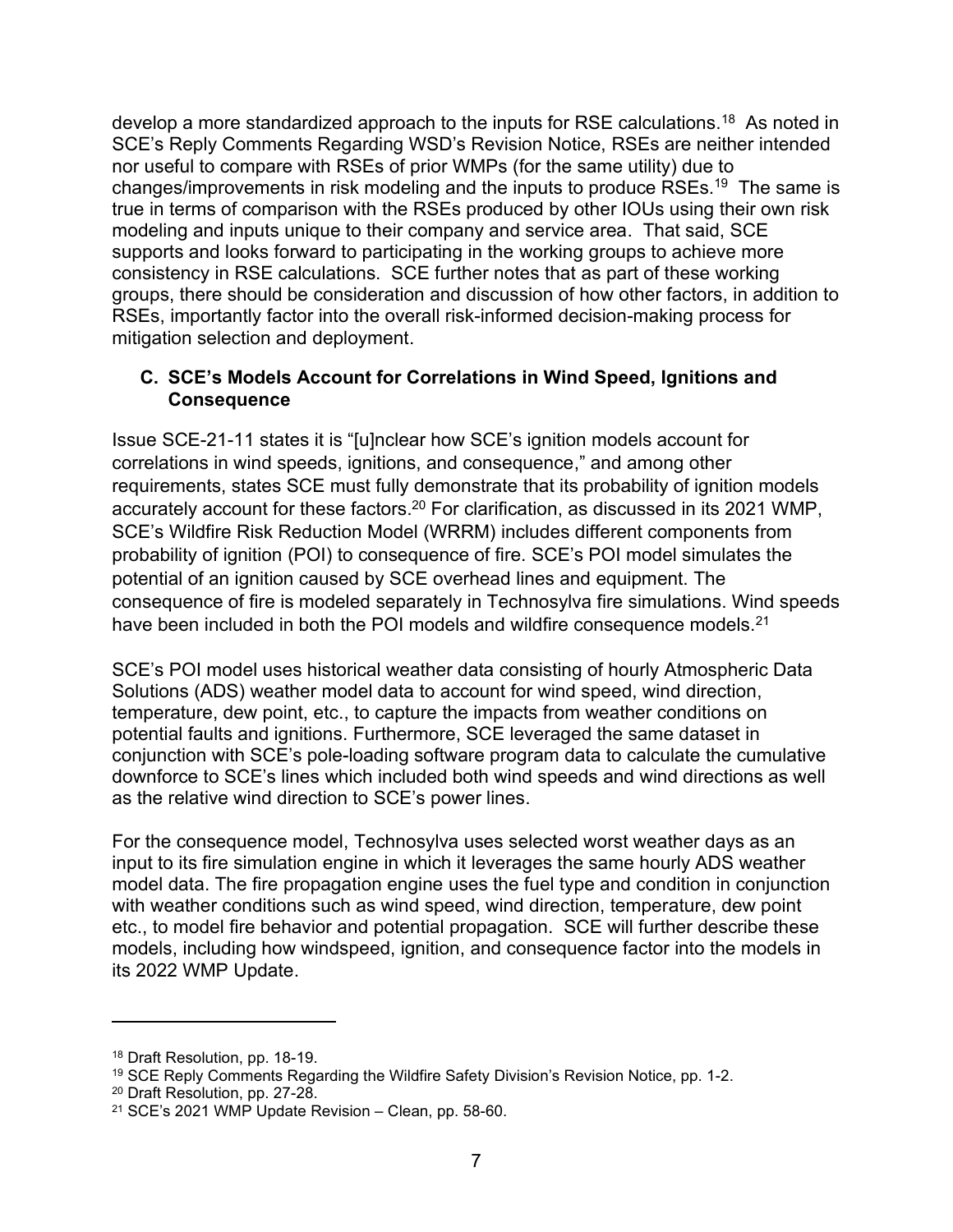develop a more standardized approach to the inputs for RSE calculations.[18] As noted in SCE's Reply Comments Regarding WSD's Revision Notice, RSEs are neither intended nor useful to compare with RSEs of prior WMPs (for the same utility) due to changes/improvements in risk modeling and the inputs to produce RSEs.[19] The same is true in terms of comparison with the RSEs produced by other IOUs using their own risk modeling and inputs unique to their company and service area. That said, SCE supports and looks forward to participating in the working groups to achieve more consistency in RSE calculations. SCE further notes that as part of these working groups, there should be consideration and discussion of how other factors, in addition to RSEs, importantly factor into the overall risk-informed decision-making process for mitigation selection and deployment.

### C. SCE's Models Account for Correlations in Wind Speed, Ignitions and Consequence

Issue SCE-21-11 states it is "[u]nclear how SCE's ignition models account for correlations in wind speeds, ignitions, and consequence," and among other requirements, states SCE must fully demonstrate that its probability of ignition models accurately account for these factors.[20] For clarification, as discussed in its 2021 WMP, SCE's Wildfire Risk Reduction Model (WRRM) includes different components from probability of ignition (POI) to consequence of fire. SCE's POI model simulates the potential of an ignition caused by SCE overhead lines and equipment. The consequence of fire is modeled separately in Technosylva fire simulations. Wind speeds have been included in both the POI models and wildfire consequence models.[21]

SCE's POI model uses historical weather data consisting of hourly Atmospheric Data Solutions (ADS) weather model data to account for wind speed, wind direction, temperature, dew point, etc., to capture the impacts from weather conditions on potential faults and ignitions. Furthermore, SCE leveraged the same dataset in conjunction with SCE's pole-loading software program data to calculate the cumulative downforce to SCE's lines which included both wind speeds and wind directions as well as the relative wind direction to SCE's power lines.

For the consequence model, Technosylva uses selected worst weather days as an input to its fire simulation engine in which it leverages the same hourly ADS weather model data. The fire propagation engine uses the fuel type and condition in conjunction with weather conditions such as wind speed, wind direction, temperature, dew point etc., to model fire behavior and potential propagation. SCE will further describe these models, including how windspeed, ignition, and consequence factor into the models in its 2022 WMP Update.

---

[18] Draft Resolution, pp. 18-19.

[19] SCE Reply Comments Regarding the Wildfire Safety Division's Revision Notice, pp. 1-2.

[20] Draft Resolution, pp. 27-28.

[21] SCE's 2021 WMP Update Revision – Clean, pp. 58-60.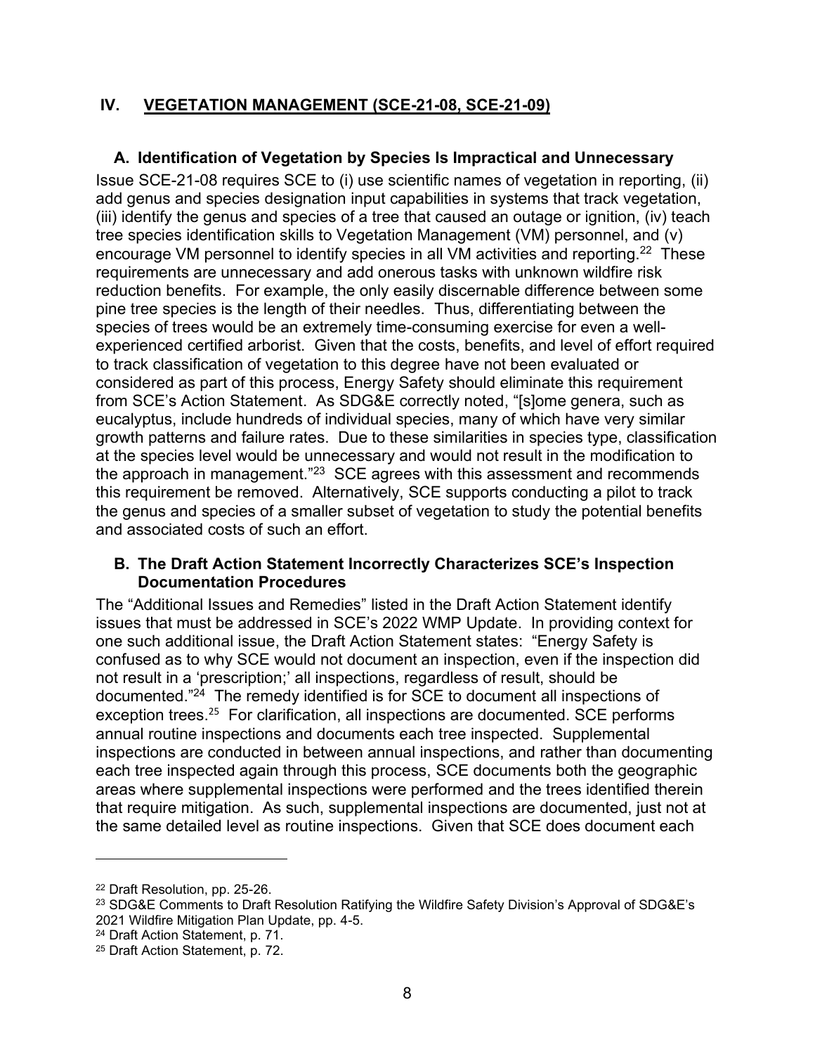## IV. VEGETATION MANAGEMENT (SCE-21-08, SCE-21-09)

### A. Identification of Vegetation by Species Is Impractical and Unnecessary

Issue SCE-21-08 requires SCE to (i) use scientific names of vegetation in reporting, (ii) add genus and species designation input capabilities in systems that track vegetation, (iii) identify the genus and species of a tree that caused an outage or ignition, (iv) teach tree species identification skills to Vegetation Management (VM) personnel, and (v) encourage VM personnel to identify species in all VM activities and reporting.[22] These requirements are unnecessary and add onerous tasks with unknown wildfire risk reduction benefits. For example, the only easily discernable difference between some pine tree species is the length of their needles. Thus, differentiating between the species of trees would be an extremely time-consuming exercise for even a well-experienced certified arborist. Given that the costs, benefits, and level of effort required to track classification of vegetation to this degree have not been evaluated or considered as part of this process, Energy Safety should eliminate this requirement from SCE's Action Statement. As SDG&E correctly noted, "[s]ome genera, such as eucalyptus, include hundreds of individual species, many of which have very similar growth patterns and failure rates. Due to these similarities in species type, classification at the species level would be unnecessary and would not result in the modification to the approach in management."[23] SCE agrees with this assessment and recommends this requirement be removed. Alternatively, SCE supports conducting a pilot to track the genus and species of a smaller subset of vegetation to study the potential benefits and associated costs of such an effort.

### B. The Draft Action Statement Incorrectly Characterizes SCE's Inspection Documentation Procedures

The "Additional Issues and Remedies" listed in the Draft Action Statement identify issues that must be addressed in SCE's 2022 WMP Update. In providing context for one such additional issue, the Draft Action Statement states: "Energy Safety is confused as to why SCE would not document an inspection, even if the inspection did not result in a 'prescription;' all inspections, regardless of result, should be documented."[24] The remedy identified is for SCE to document all inspections of exception trees.[25] For clarification, all inspections are documented. SCE performs annual routine inspections and documents each tree inspected. Supplemental inspections are conducted in between annual inspections, and rather than documenting each tree inspected again through this process, SCE documents both the geographic areas where supplemental inspections were performed and the trees identified therein that require mitigation. As such, supplemental inspections are documented, just not at the same detailed level as routine inspections. Given that SCE does document each

---

[22] Draft Resolution, pp. 25-26.

[23] SDG&E Comments to Draft Resolution Ratifying the Wildfire Safety Division's Approval of SDG&E's 2021 Wildfire Mitigation Plan Update, pp. 4-5.

[24] Draft Action Statement, p. 71.

[25] Draft Action Statement, p. 72.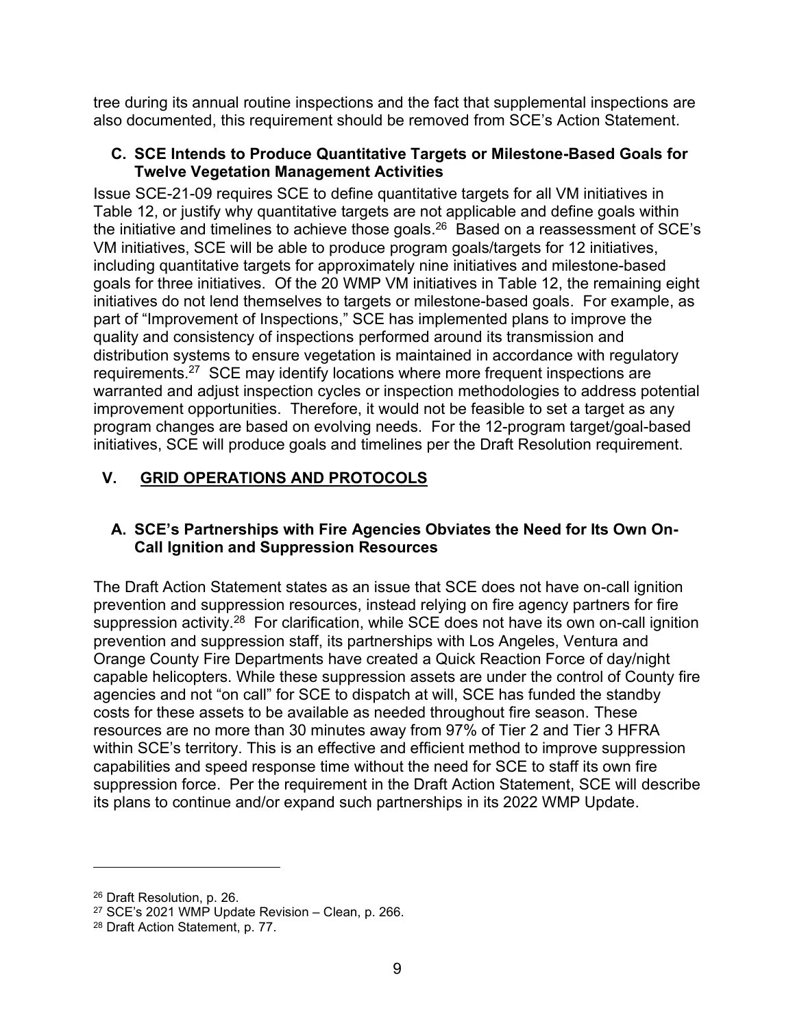tree during its annual routine inspections and the fact that supplemental inspections are also documented, this requirement should be removed from SCE's Action Statement.

### C. SCE Intends to Produce Quantitative Targets or Milestone-Based Goals for Twelve Vegetation Management Activities

Issue SCE-21-09 requires SCE to define quantitative targets for all VM initiatives in Table 12, or justify why quantitative targets are not applicable and define goals within the initiative and timelines to achieve those goals.[26] Based on a reassessment of SCE's VM initiatives, SCE will be able to produce program goals/targets for 12 initiatives, including quantitative targets for approximately nine initiatives and milestone-based goals for three initiatives. Of the 20 WMP VM initiatives in Table 12, the remaining eight initiatives do not lend themselves to targets or milestone-based goals. For example, as part of "Improvement of Inspections," SCE has implemented plans to improve the quality and consistency of inspections performed around its transmission and distribution systems to ensure vegetation is maintained in accordance with regulatory requirements.[27] SCE may identify locations where more frequent inspections are warranted and adjust inspection cycles or inspection methodologies to address potential improvement opportunities. Therefore, it would not be feasible to set a target as any program changes are based on evolving needs. For the 12-program target/goal-based initiatives, SCE will produce goals and timelines per the Draft Resolution requirement.

## V. GRID OPERATIONS AND PROTOCOLS

### A. SCE's Partnerships with Fire Agencies Obviates the Need for Its Own On-Call Ignition and Suppression Resources

The Draft Action Statement states as an issue that SCE does not have on-call ignition prevention and suppression resources, instead relying on fire agency partners for fire suppression activity.[28] For clarification, while SCE does not have its own on-call ignition prevention and suppression staff, its partnerships with Los Angeles, Ventura and Orange County Fire Departments have created a Quick Reaction Force of day/night capable helicopters. While these suppression assets are under the control of County fire agencies and not "on call" for SCE to dispatch at will, SCE has funded the standby costs for these assets to be available as needed throughout fire season. These resources are no more than 30 minutes away from 97% of Tier 2 and Tier 3 HFRA within SCE's territory. This is an effective and efficient method to improve suppression capabilities and speed response time without the need for SCE to staff its own fire suppression force. Per the requirement in the Draft Action Statement, SCE will describe its plans to continue and/or expand such partnerships in its 2022 WMP Update.

---

[26] Draft Resolution, p. 26.

[27] SCE's 2021 WMP Update Revision – Clean, p. 266.

[28] Draft Action Statement, p. 77.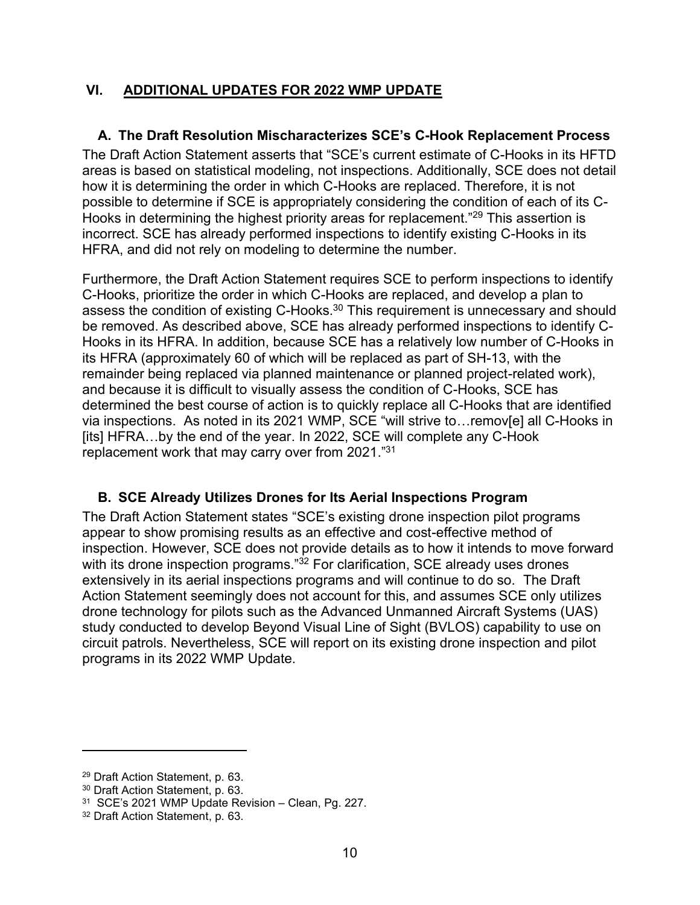## VI. ADDITIONAL UPDATES FOR 2022 WMP UPDATE

### A. The Draft Resolution Mischaracterizes SCE's C-Hook Replacement Process

The Draft Action Statement asserts that "SCE's current estimate of C-Hooks in its HFTD areas is based on statistical modeling, not inspections. Additionally, SCE does not detail how it is determining the order in which C-Hooks are replaced. Therefore, it is not possible to determine if SCE is appropriately considering the condition of each of its C-Hooks in determining the highest priority areas for replacement."[29] This assertion is incorrect. SCE has already performed inspections to identify existing C-Hooks in its HFRA, and did not rely on modeling to determine the number.

Furthermore, the Draft Action Statement requires SCE to perform inspections to identify C-Hooks, prioritize the order in which C-Hooks are replaced, and develop a plan to assess the condition of existing C-Hooks.[30] This requirement is unnecessary and should be removed. As described above, SCE has already performed inspections to identify C-Hooks in its HFRA. In addition, because SCE has a relatively low number of C-Hooks in its HFRA (approximately 60 of which will be replaced as part of SH-13, with the remainder being replaced via planned maintenance or planned project-related work), and because it is difficult to visually assess the condition of C-Hooks, SCE has determined the best course of action is to quickly replace all C-Hooks that are identified via inspections. As noted in its 2021 WMP, SCE "will strive to…remov[e] all C-Hooks in [its] HFRA…by the end of the year. In 2022, SCE will complete any C-Hook replacement work that may carry over from 2021."[31]

### B. SCE Already Utilizes Drones for Its Aerial Inspections Program

The Draft Action Statement states "SCE's existing drone inspection pilot programs appear to show promising results as an effective and cost-effective method of inspection. However, SCE does not provide details as to how it intends to move forward with its drone inspection programs."[32] For clarification, SCE already uses drones extensively in its aerial inspections programs and will continue to do so. The Draft Action Statement seemingly does not account for this, and assumes SCE only utilizes drone technology for pilots such as the Advanced Unmanned Aircraft Systems (UAS) study conducted to develop Beyond Visual Line of Sight (BVLOS) capability to use on circuit patrols. Nevertheless, SCE will report on its existing drone inspection and pilot programs in its 2022 WMP Update.

---

[29] Draft Action Statement, p. 63.

[30] Draft Action Statement, p. 63.

[31] SCE's 2021 WMP Update Revision – Clean, Pg. 227.

[32] Draft Action Statement, p. 63.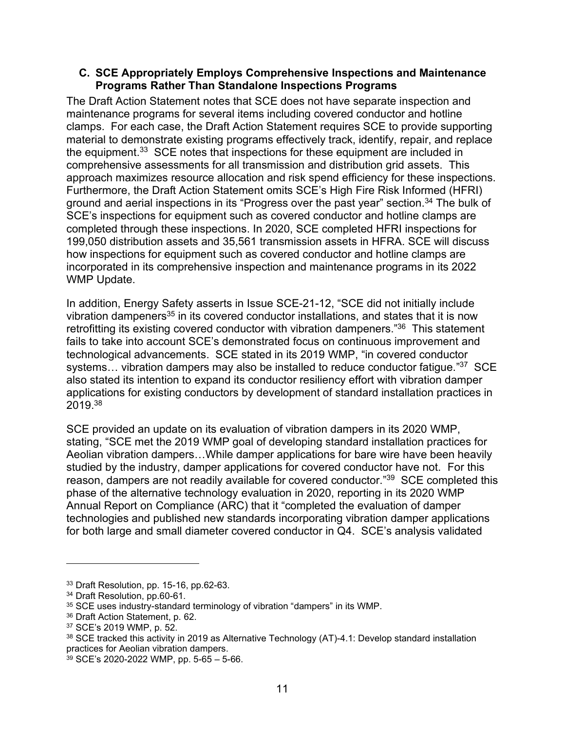### C. SCE Appropriately Employs Comprehensive Inspections and Maintenance Programs Rather Than Standalone Inspections Programs

The Draft Action Statement notes that SCE does not have separate inspection and maintenance programs for several items including covered conductor and hotline clamps. For each case, the Draft Action Statement requires SCE to provide supporting material to demonstrate existing programs effectively track, identify, repair, and replace the equipment.[33] SCE notes that inspections for these equipment are included in comprehensive assessments for all transmission and distribution grid assets. This approach maximizes resource allocation and risk spend efficiency for these inspections. Furthermore, the Draft Action Statement omits SCE's High Fire Risk Informed (HFRI) ground and aerial inspections in its "Progress over the past year" section.[34] The bulk of SCE's inspections for equipment such as covered conductor and hotline clamps are completed through these inspections. In 2020, SCE completed HFRI inspections for 199,050 distribution assets and 35,561 transmission assets in HFRA. SCE will discuss how inspections for equipment such as covered conductor and hotline clamps are incorporated in its comprehensive inspection and maintenance programs in its 2022 WMP Update.

In addition, Energy Safety asserts in Issue SCE-21-12, "SCE did not initially include vibration dampeners[35] in its covered conductor installations, and states that it is now retrofitting its existing covered conductor with vibration dampeners."[36] This statement fails to take into account SCE's demonstrated focus on continuous improvement and technological advancements. SCE stated in its 2019 WMP, "in covered conductor systems… vibration dampers may also be installed to reduce conductor fatigue."[37] SCE also stated its intention to expand its conductor resiliency effort with vibration damper applications for existing conductors by development of standard installation practices in 2019.[38]

SCE provided an update on its evaluation of vibration dampers in its 2020 WMP, stating, "SCE met the 2019 WMP goal of developing standard installation practices for Aeolian vibration dampers…While damper applications for bare wire have been heavily studied by the industry, damper applications for covered conductor have not. For this reason, dampers are not readily available for covered conductor."[39] SCE completed this phase of the alternative technology evaluation in 2020, reporting in its 2020 WMP Annual Report on Compliance (ARC) that it "completed the evaluation of damper technologies and published new standards incorporating vibration damper applications for both large and small diameter covered conductor in Q4. SCE's analysis validated

---

[33] Draft Resolution, pp. 15-16, pp.62-63.

[34] Draft Resolution, pp.60-61.

[35] SCE uses industry-standard terminology of vibration "dampers" in its WMP.

[36] Draft Action Statement, p. 62.

[37] SCE's 2019 WMP, p. 52.

[38] SCE tracked this activity in 2019 as Alternative Technology (AT)-4.1: Develop standard installation practices for Aeolian vibration dampers.

[39] SCE's 2020-2022 WMP, pp. 5-65 – 5-66.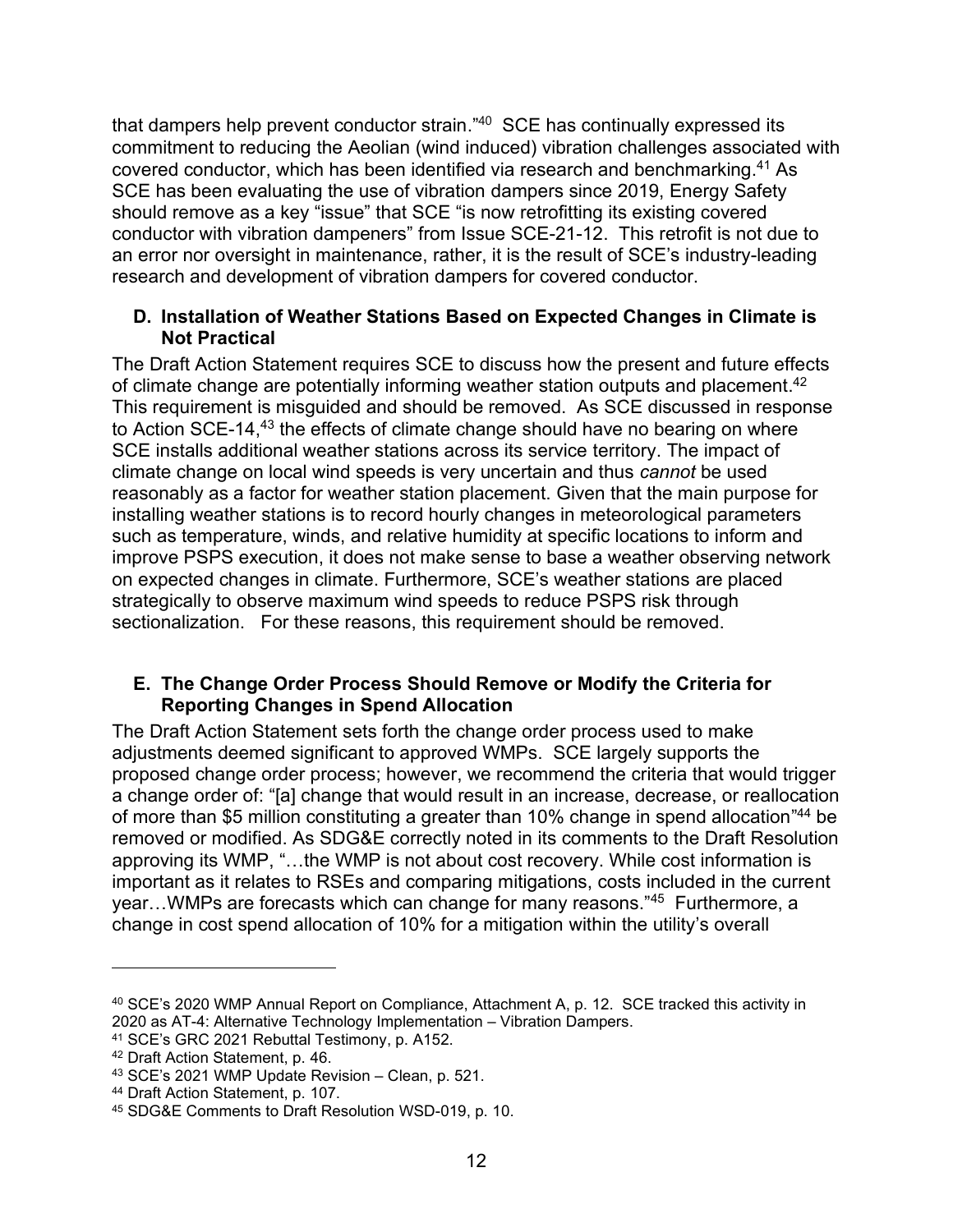that dampers help prevent conductor strain."[40] SCE has continually expressed its commitment to reducing the Aeolian (wind induced) vibration challenges associated with covered conductor, which has been identified via research and benchmarking.[41] As SCE has been evaluating the use of vibration dampers since 2019, Energy Safety should remove as a key "issue" that SCE "is now retrofitting its existing covered conductor with vibration dampeners" from Issue SCE-21-12. This retrofit is not due to an error nor oversight in maintenance, rather, it is the result of SCE's industry-leading research and development of vibration dampers for covered conductor.

### D. Installation of Weather Stations Based on Expected Changes in Climate is Not Practical

The Draft Action Statement requires SCE to discuss how the present and future effects of climate change are potentially informing weather station outputs and placement.[42] This requirement is misguided and should be removed. As SCE discussed in response to Action SCE-14,[43] the effects of climate change should have no bearing on where SCE installs additional weather stations across its service territory. The impact of climate change on local wind speeds is very uncertain and thus *cannot* be used reasonably as a factor for weather station placement. Given that the main purpose for installing weather stations is to record hourly changes in meteorological parameters such as temperature, winds, and relative humidity at specific locations to inform and improve PSPS execution, it does not make sense to base a weather observing network on expected changes in climate. Furthermore, SCE's weather stations are placed strategically to observe maximum wind speeds to reduce PSPS risk through sectionalization. For these reasons, this requirement should be removed.

### E. The Change Order Process Should Remove or Modify the Criteria for Reporting Changes in Spend Allocation

The Draft Action Statement sets forth the change order process used to make adjustments deemed significant to approved WMPs. SCE largely supports the proposed change order process; however, we recommend the criteria that would trigger a change order of: "[a] change that would result in an increase, decrease, or reallocation of more than $5 million constituting a greater than 10% change in spend allocation"[44] be removed or modified. As SDG&E correctly noted in its comments to the Draft Resolution approving its WMP, "…the WMP is not about cost recovery. While cost information is important as it relates to RSEs and comparing mitigations, costs included in the current year…WMPs are forecasts which can change for many reasons."[45] Furthermore, a change in cost spend allocation of 10% for a mitigation within the utility's overall

---

[40] SCE's 2020 WMP Annual Report on Compliance, Attachment A, p. 12. SCE tracked this activity in 2020 as AT-4: Alternative Technology Implementation – Vibration Dampers.

[41] SCE's GRC 2021 Rebuttal Testimony, p. A152.

[42] Draft Action Statement, p. 46.

[43] SCE's 2021 WMP Update Revision – Clean, p. 521.

[44] Draft Action Statement, p. 107.

[45] SDG&E Comments to Draft Resolution WSD-019, p. 10.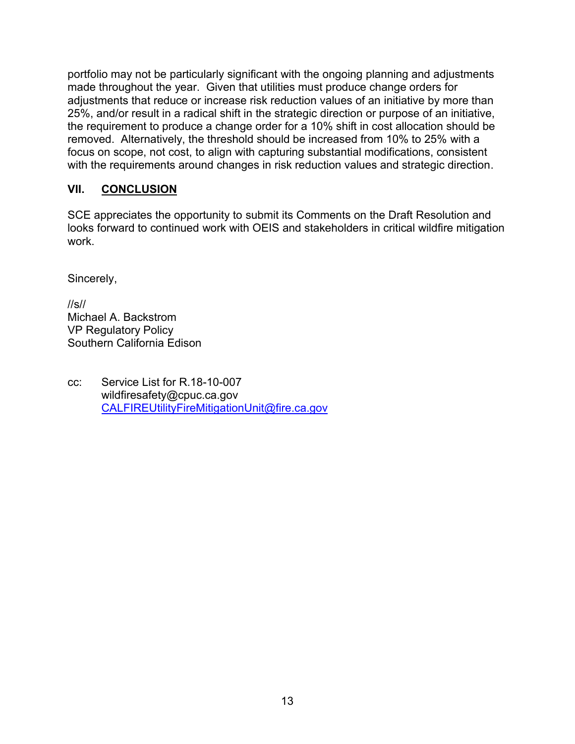portfolio may not be particularly significant with the ongoing planning and adjustments made throughout the year. Given that utilities must produce change orders for adjustments that reduce or increase risk reduction values of an initiative by more than 25%, and/or result in a radical shift in the strategic direction or purpose of an initiative, the requirement to produce a change order for a 10% shift in cost allocation should be removed. Alternatively, the threshold should be increased from 10% to 25% with a focus on scope, not cost, to align with capturing substantial modifications, consistent with the requirements around changes in risk reduction values and strategic direction.

## VII. CONCLUSION

SCE appreciates the opportunity to submit its Comments on the Draft Resolution and looks forward to continued work with OEIS and stakeholders in critical wildfire mitigation work.

Sincerely,

//s//
Michael A. Backstrom
VP Regulatory Policy
Southern California Edison

cc: Service List for R.18-10-007
wildfiresafety@cpuc.ca.gov
CALFIREUtilityFireMitigationUnit@fire.ca.gov